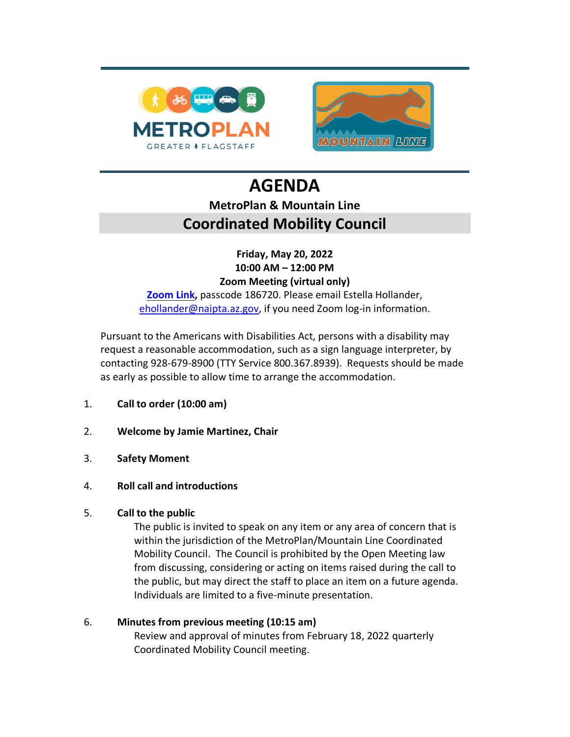# AGENDA

## MetroPlan & Mountain Line

## Coordinated Mobility Council

**Friday, May 20, 2022**
**10:00 AM – 12:00 PM**
**Zoom Meeting (virtual only)**

**Zoom Link**, passcode 186720. Please email Estella Hollander, ehollander@naipta.az.gov, if you need Zoom log-in information.

Pursuant to the Americans with Disabilities Act, persons with a disability may request a reasonable accommodation, such as a sign language interpreter, by contacting 928-679-8900 (TTY Service 800.367.8939). Requests should be made as early as possible to allow time to arrange the accommodation.

1. **Call to order (10:00 am)**

2. **Welcome by Jamie Martinez, Chair**

3. **Safety Moment**

4. **Roll call and introductions**

5. **Call to the public**

   The public is invited to speak on any item or any area of concern that is within the jurisdiction of the MetroPlan/Mountain Line Coordinated Mobility Council. The Council is prohibited by the Open Meeting law from discussing, considering or acting on items raised during the call to the public, but may direct the staff to place an item on a future agenda. Individuals are limited to a five-minute presentation.

6. **Minutes from previous meeting (10:15 am)**

   Review and approval of minutes from February 18, 2022 quarterly Coordinated Mobility Council meeting.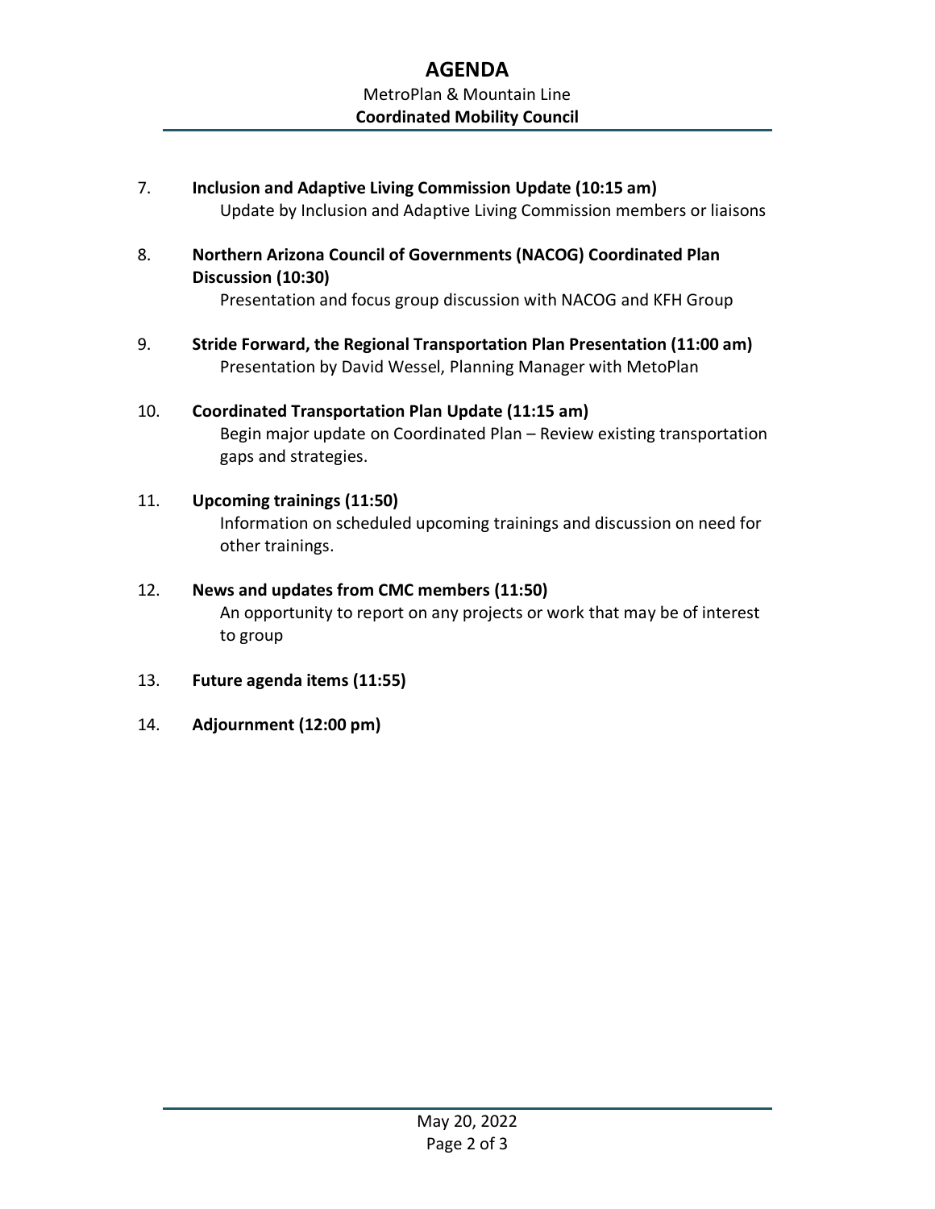7. **Inclusion and Adaptive Living Commission Update (10:15 am)**
   Update by Inclusion and Adaptive Living Commission members or liaisons

8. **Northern Arizona Council of Governments (NACOG) Coordinated Plan Discussion (10:30)**
   Presentation and focus group discussion with NACOG and KFH Group

9. **Stride Forward, the Regional Transportation Plan Presentation (11:00 am)**
   Presentation by David Wessel, Planning Manager with MetoPlan

10. **Coordinated Transportation Plan Update (11:15 am)**
    Begin major update on Coordinated Plan – Review existing transportation gaps and strategies.

11. **Upcoming trainings (11:50)**
    Information on scheduled upcoming trainings and discussion on need for other trainings.

12. **News and updates from CMC members (11:50)**
    An opportunity to report on any projects or work that may be of interest to group

13. **Future agenda items (11:55)**

14. **Adjournment (12:00 pm)**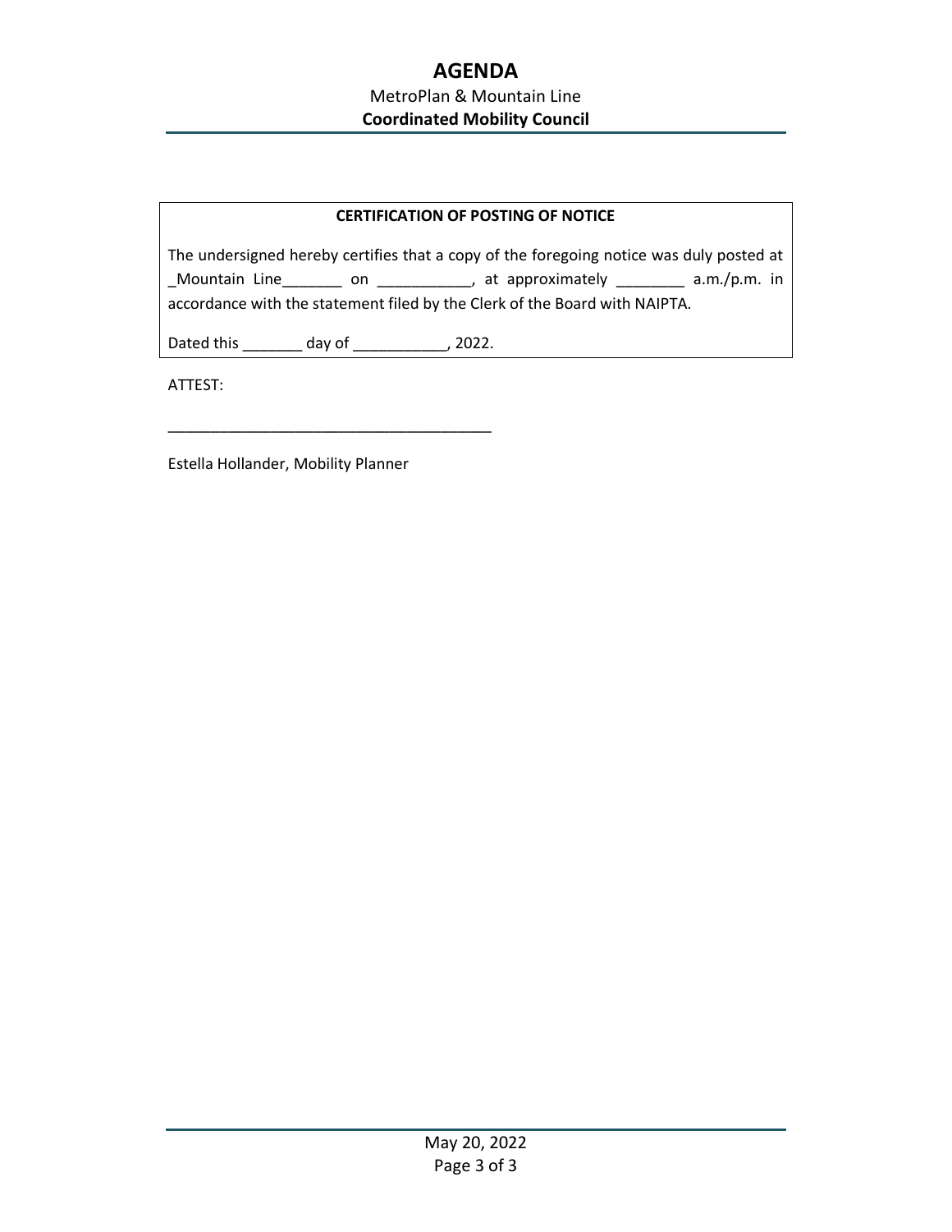**CERTIFICATION OF POSTING OF NOTICE**

The undersigned hereby certifies that a copy of the foregoing notice was duly posted at _Mountain Line_______ on ___________, at approximately ________ a.m./p.m. in accordance with the statement filed by the Clerk of the Board with NAIPTA.

Dated this _______ day of ___________, 2022.

ATTEST:

_______________________________________

Estella Hollander, Mobility Planner